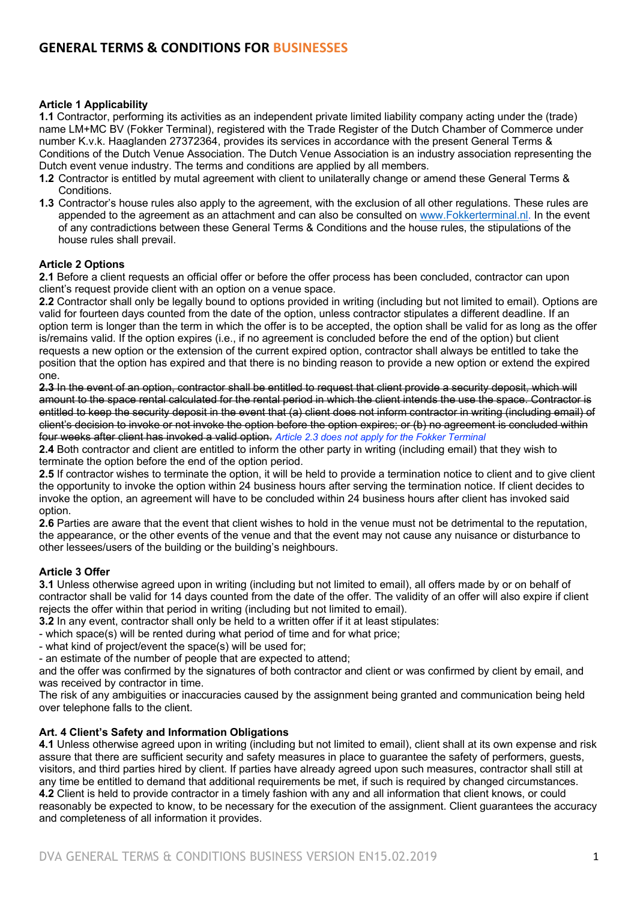# GENERAL TERMS & CONDITIONS FOR BUSINESSES

**Article 1 Applicability**

**1.1** Contractor, performing its activities as an independent private limited liability company acting under the (trade) name LM+MC BV (Fokker Terminal), registered with the Trade Register of the Dutch Chamber of Commerce under number K.v.k. Haaglanden 27372364, provides its services in accordance with the present General Terms & Conditions of the Dutch Venue Association. The Dutch Venue Association is an industry association representing the Dutch event venue industry. The terms and conditions are applied by all members.

**1.2** Contractor is entitled by mutal agreement with client to unilaterally change or amend these General Terms & Conditions.

**1.3** Contractor's house rules also apply to the agreement, with the exclusion of all other regulations. These rules are appended to the agreement as an attachment and can also be consulted on www.Fokkerterminal.nl. In the event of any contradictions between these General Terms & Conditions and the house rules, the stipulations of the house rules shall prevail.

**Article 2 Options**

**2.1** Before a client requests an official offer or before the offer process has been concluded, contractor can upon client's request provide client with an option on a venue space.

**2.2** Contractor shall only be legally bound to options provided in writing (including but not limited to email). Options are valid for fourteen days counted from the date of the option, unless contractor stipulates a different deadline. If an option term is longer than the term in which the offer is to be accepted, the option shall be valid for as long as the offer is/remains valid. If the option expires (i.e., if no agreement is concluded before the end of the option) but client requests a new option or the extension of the current expired option, contractor shall always be entitled to take the position that the option has expired and that there is no binding reason to provide a new option or extend the expired one.

~~**2.3** In the event of an option, contractor shall be entitled to request that client provide a security deposit, which will amount to the space rental calculated for the rental period in which the client intends the use the space. Contractor is entitled to keep the security deposit in the event that (a) client does not inform contractor in writing (including email) of client's decision to invoke or not invoke the option before the option expires; or (b) no agreement is concluded within four weeks after client has invoked a valid option.~~ *Article 2.3 does not apply for the Fokker Terminal*

**2.4** Both contractor and client are entitled to inform the other party in writing (including email) that they wish to terminate the option before the end of the option period.

**2.5** If contractor wishes to terminate the option, it will be held to provide a termination notice to client and to give client the opportunity to invoke the option within 24 business hours after serving the termination notice. If client decides to invoke the option, an agreement will have to be concluded within 24 business hours after client has invoked said option.

**2.6** Parties are aware that the event that client wishes to hold in the venue must not be detrimental to the reputation, the appearance, or the other events of the venue and that the event may not cause any nuisance or disturbance to other lessees/users of the building or the building's neighbours.

**Article 3 Offer**

**3.1** Unless otherwise agreed upon in writing (including but not limited to email), all offers made by or on behalf of contractor shall be valid for 14 days counted from the date of the offer. The validity of an offer will also expire if client rejects the offer within that period in writing (including but not limited to email).

**3.2** In any event, contractor shall only be held to a written offer if it at least stipulates:

- which space(s) will be rented during what period of time and for what price;
- what kind of project/event the space(s) will be used for;
- an estimate of the number of people that are expected to attend;

and the offer was confirmed by the signatures of both contractor and client or was confirmed by client by email, and was received by contractor in time.

The risk of any ambiguities or inaccuracies caused by the assignment being granted and communication being held over telephone falls to the client.

**Art. 4 Client's Safety and Information Obligations**

**4.1** Unless otherwise agreed upon in writing (including but not limited to email), client shall at its own expense and risk assure that there are sufficient security and safety measures in place to guarantee the safety of performers, guests, visitors, and third parties hired by client. If parties have already agreed upon such measures, contractor shall still at any time be entitled to demand that additional requirements be met, if such is required by changed circumstances.

**4.2** Client is held to provide contractor in a timely fashion with any and all information that client knows, or could reasonably be expected to know, to be necessary for the execution of the assignment. Client guarantees the accuracy and completeness of all information it provides.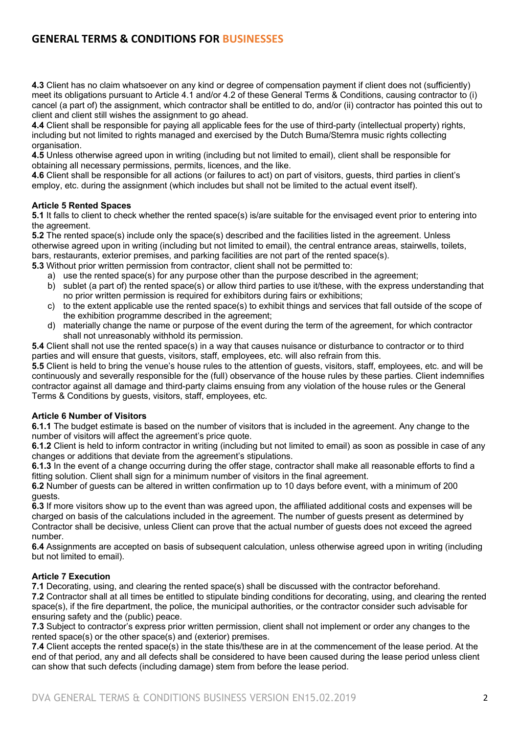**4.3** Client has no claim whatsoever on any kind or degree of compensation payment if client does not (sufficiently) meet its obligations pursuant to Article 4.1 and/or 4.2 of these General Terms & Conditions, causing contractor to (i) cancel (a part of) the assignment, which contractor shall be entitled to do, and/or (ii) contractor has pointed this out to client and client still wishes the assignment to go ahead.
**4.4** Client shall be responsible for paying all applicable fees for the use of third-party (intellectual property) rights, including but not limited to rights managed and exercised by the Dutch Buma/Stemra music rights collecting organisation.
**4.5** Unless otherwise agreed upon in writing (including but not limited to email), client shall be responsible for obtaining all necessary permissions, permits, licences, and the like.
**4.6** Client shall be responsible for all actions (or failures to act) on part of visitors, guests, third parties in client's employ, etc. during the assignment (which includes but shall not be limited to the actual event itself).

**Article 5 Rented Spaces**
**5.1** It falls to client to check whether the rented space(s) is/are suitable for the envisaged event prior to entering into the agreement.
**5.2** The rented space(s) include only the space(s) described and the facilities listed in the agreement. Unless otherwise agreed upon in writing (including but not limited to email), the central entrance areas, stairwells, toilets, bars, restaurants, exterior premises, and parking facilities are not part of the rented space(s).
**5.3** Without prior written permission from contractor, client shall not be permitted to:

a) use the rented space(s) for any purpose other than the purpose described in the agreement;
b) sublet (a part of) the rented space(s) or allow third parties to use it/these, with the express understanding that no prior written permission is required for exhibitors during fairs or exhibitions;
c) to the extent applicable use the rented space(s) to exhibit things and services that fall outside of the scope of the exhibition programme described in the agreement;
d) materially change the name or purpose of the event during the term of the agreement, for which contractor shall not unreasonably withhold its permission.

**5.4** Client shall not use the rented space(s) in a way that causes nuisance or disturbance to contractor or to third parties and will ensure that guests, visitors, staff, employees, etc. will also refrain from this.
**5.5** Client is held to bring the venue's house rules to the attention of guests, visitors, staff, employees, etc. and will be continuously and severally responsible for the (full) observance of the house rules by these parties. Client indemnifies contractor against all damage and third-party claims ensuing from any violation of the house rules or the General Terms & Conditions by guests, visitors, staff, employees, etc.

**Article 6 Number of Visitors**
**6.1.1** The budget estimate is based on the number of visitors that is included in the agreement. Any change to the number of visitors will affect the agreement's price quote.
**6.1.2** Client is held to inform contractor in writing (including but not limited to email) as soon as possible in case of any changes or additions that deviate from the agreement's stipulations.
**6.1.3** In the event of a change occurring during the offer stage, contractor shall make all reasonable efforts to find a fitting solution. Client shall sign for a minimum number of visitors in the final agreement.
**6.2** Number of guests can be altered in written confirmation up to 10 days before event, with a minimum of 200 guests.
**6.3** If more visitors show up to the event than was agreed upon, the affiliated additional costs and expenses will be charged on basis of the calculations included in the agreement. The number of guests present as determined by Contractor shall be decisive, unless Client can prove that the actual number of guests does not exceed the agreed number.
**6.4** Assignments are accepted on basis of subsequent calculation, unless otherwise agreed upon in writing (including but not limited to email).

**Article 7 Execution**
**7.1** Decorating, using, and clearing the rented space(s) shall be discussed with the contractor beforehand.
**7.2** Contractor shall at all times be entitled to stipulate binding conditions for decorating, using, and clearing the rented space(s), if the fire department, the police, the municipal authorities, or the contractor consider such advisable for ensuring safety and the (public) peace.
**7.3** Subject to contractor's express prior written permission, client shall not implement or order any changes to the rented space(s) or the other space(s) and (exterior) premises.
**7.4** Client accepts the rented space(s) in the state this/these are in at the commencement of the lease period. At the end of that period, any and all defects shall be considered to have been caused during the lease period unless client can show that such defects (including damage) stem from before the lease period.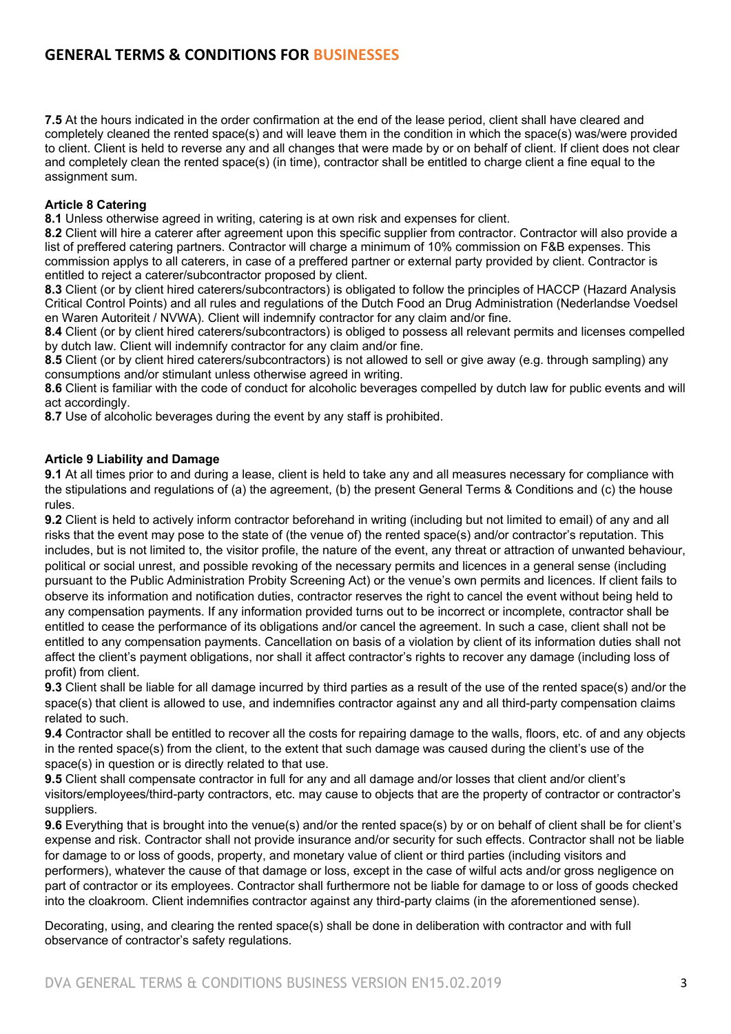**7.5** At the hours indicated in the order confirmation at the end of the lease period, client shall have cleared and completely cleaned the rented space(s) and will leave them in the condition in which the space(s) was/were provided to client. Client is held to reverse any and all changes that were made by or on behalf of client. If client does not clear and completely clean the rented space(s) (in time), contractor shall be entitled to charge client a fine equal to the assignment sum.

**Article 8 Catering**

**8.1** Unless otherwise agreed in writing, catering is at own risk and expenses for client.

**8.2** Client will hire a caterer after agreement upon this specific supplier from contractor. Contractor will also provide a list of preffered catering partners. Contractor will charge a minimum of 10% commission on F&B expenses. This commission applys to all caterers, in case of a preffered partner or external party provided by client. Contractor is entitled to reject a caterer/subcontractor proposed by client.

**8.3** Client (or by client hired caterers/subcontractors) is obligated to follow the principles of HACCP (Hazard Analysis Critical Control Points) and all rules and regulations of the Dutch Food an Drug Administration (Nederlandse Voedsel en Waren Autoriteit / NVWA). Client will indemnify contractor for any claim and/or fine.

**8.4** Client (or by client hired caterers/subcontractors) is obliged to possess all relevant permits and licenses compelled by dutch law. Client will indemnify contractor for any claim and/or fine.

**8.5** Client (or by client hired caterers/subcontractors) is not allowed to sell or give away (e.g. through sampling) any consumptions and/or stimulant unless otherwise agreed in writing.

**8.6** Client is familiar with the code of conduct for alcoholic beverages compelled by dutch law for public events and will act accordingly.

**8.7** Use of alcoholic beverages during the event by any staff is prohibited.

**Article 9 Liability and Damage**

**9.1** At all times prior to and during a lease, client is held to take any and all measures necessary for compliance with the stipulations and regulations of (a) the agreement, (b) the present General Terms & Conditions and (c) the house rules.

**9.2** Client is held to actively inform contractor beforehand in writing (including but not limited to email) of any and all risks that the event may pose to the state of (the venue of) the rented space(s) and/or contractor's reputation. This includes, but is not limited to, the visitor profile, the nature of the event, any threat or attraction of unwanted behaviour, political or social unrest, and possible revoking of the necessary permits and licences in a general sense (including pursuant to the Public Administration Probity Screening Act) or the venue's own permits and licences. If client fails to observe its information and notification duties, contractor reserves the right to cancel the event without being held to any compensation payments. If any information provided turns out to be incorrect or incomplete, contractor shall be entitled to cease the performance of its obligations and/or cancel the agreement. In such a case, client shall not be entitled to any compensation payments. Cancellation on basis of a violation by client of its information duties shall not affect the client's payment obligations, nor shall it affect contractor's rights to recover any damage (including loss of profit) from client.

**9.3** Client shall be liable for all damage incurred by third parties as a result of the use of the rented space(s) and/or the space(s) that client is allowed to use, and indemnifies contractor against any and all third-party compensation claims related to such.

**9.4** Contractor shall be entitled to recover all the costs for repairing damage to the walls, floors, etc. of and any objects in the rented space(s) from the client, to the extent that such damage was caused during the client's use of the space(s) in question or is directly related to that use.

**9.5** Client shall compensate contractor in full for any and all damage and/or losses that client and/or client's visitors/employees/third-party contractors, etc. may cause to objects that are the property of contractor or contractor's suppliers.

**9.6** Everything that is brought into the venue(s) and/or the rented space(s) by or on behalf of client shall be for client's expense and risk. Contractor shall not provide insurance and/or security for such effects. Contractor shall not be liable for damage to or loss of goods, property, and monetary value of client or third parties (including visitors and performers), whatever the cause of that damage or loss, except in the case of wilful acts and/or gross negligence on part of contractor or its employees. Contractor shall furthermore not be liable for damage to or loss of goods checked into the cloakroom. Client indemnifies contractor against any third-party claims (in the aforementioned sense).

Decorating, using, and clearing the rented space(s) shall be done in deliberation with contractor and with full observance of contractor's safety regulations.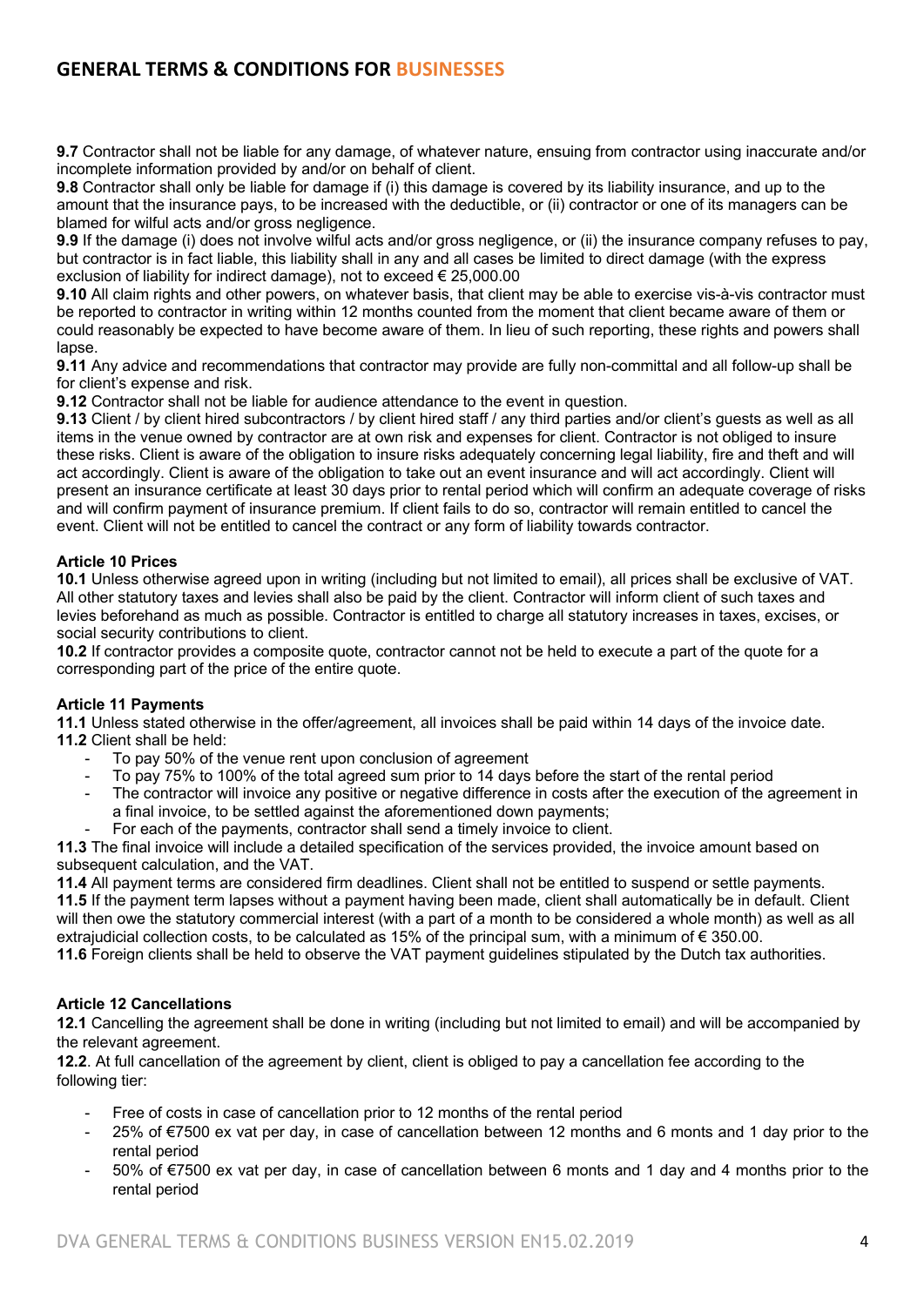**9.7** Contractor shall not be liable for any damage, of whatever nature, ensuing from contractor using inaccurate and/or incomplete information provided by and/or on behalf of client.
**9.8** Contractor shall only be liable for damage if (i) this damage is covered by its liability insurance, and up to the amount that the insurance pays, to be increased with the deductible, or (ii) contractor or one of its managers can be blamed for wilful acts and/or gross negligence.
**9.9** If the damage (i) does not involve wilful acts and/or gross negligence, or (ii) the insurance company refuses to pay, but contractor is in fact liable, this liability shall in any and all cases be limited to direct damage (with the express exclusion of liability for indirect damage), not to exceed € 25,000.00
**9.10** All claim rights and other powers, on whatever basis, that client may be able to exercise vis-à-vis contractor must be reported to contractor in writing within 12 months counted from the moment that client became aware of them or could reasonably be expected to have become aware of them. In lieu of such reporting, these rights and powers shall lapse.
**9.11** Any advice and recommendations that contractor may provide are fully non-committal and all follow-up shall be for client's expense and risk.
**9.12** Contractor shall not be liable for audience attendance to the event in question.
**9.13** Client / by client hired subcontractors / by client hired staff / any third parties and/or client's guests as well as all items in the venue owned by contractor are at own risk and expenses for client. Contractor is not obliged to insure these risks. Client is aware of the obligation to insure risks adequately concerning legal liability, fire and theft and will act accordingly. Client is aware of the obligation to take out an event insurance and will act accordingly. Client will present an insurance certificate at least 30 days prior to rental period which will confirm an adequate coverage of risks and will confirm payment of insurance premium. If client fails to do so, contractor will remain entitled to cancel the event. Client will not be entitled to cancel the contract or any form of liability towards contractor.

### Article 10 Prices

**10.1** Unless otherwise agreed upon in writing (including but not limited to email), all prices shall be exclusive of VAT. All other statutory taxes and levies shall also be paid by the client. Contractor will inform client of such taxes and levies beforehand as much as possible. Contractor is entitled to charge all statutory increases in taxes, excises, or social security contributions to client.
**10.2** If contractor provides a composite quote, contractor cannot not be held to execute a part of the quote for a corresponding part of the price of the entire quote.

### Article 11 Payments

**11.1** Unless stated otherwise in the offer/agreement, all invoices shall be paid within 14 days of the invoice date.
**11.2** Client shall be held:

- To pay 50% of the venue rent upon conclusion of agreement
- To pay 75% to 100% of the total agreed sum prior to 14 days before the start of the rental period
- The contractor will invoice any positive or negative difference in costs after the execution of the agreement in a final invoice, to be settled against the aforementioned down payments;
- For each of the payments, contractor shall send a timely invoice to client.

**11.3** The final invoice will include a detailed specification of the services provided, the invoice amount based on subsequent calculation, and the VAT.
**11.4** All payment terms are considered firm deadlines. Client shall not be entitled to suspend or settle payments.
**11.5** If the payment term lapses without a payment having been made, client shall automatically be in default. Client will then owe the statutory commercial interest (with a part of a month to be considered a whole month) as well as all extrajudicial collection costs, to be calculated as 15% of the principal sum, with a minimum of € 350.00.
**11.6** Foreign clients shall be held to observe the VAT payment guidelines stipulated by the Dutch tax authorities.

### Article 12 Cancellations

**12.1** Cancelling the agreement shall be done in writing (including but not limited to email) and will be accompanied by the relevant agreement.
**12.2**. At full cancellation of the agreement by client, client is obliged to pay a cancellation fee according to the following tier:

- Free of costs in case of cancellation prior to 12 months of the rental period
- 25% of €7500 ex vat per day, in case of cancellation between 12 months and 6 monts and 1 day prior to the rental period
- 50% of €7500 ex vat per day, in case of cancellation between 6 monts and 1 day and 4 months prior to the rental period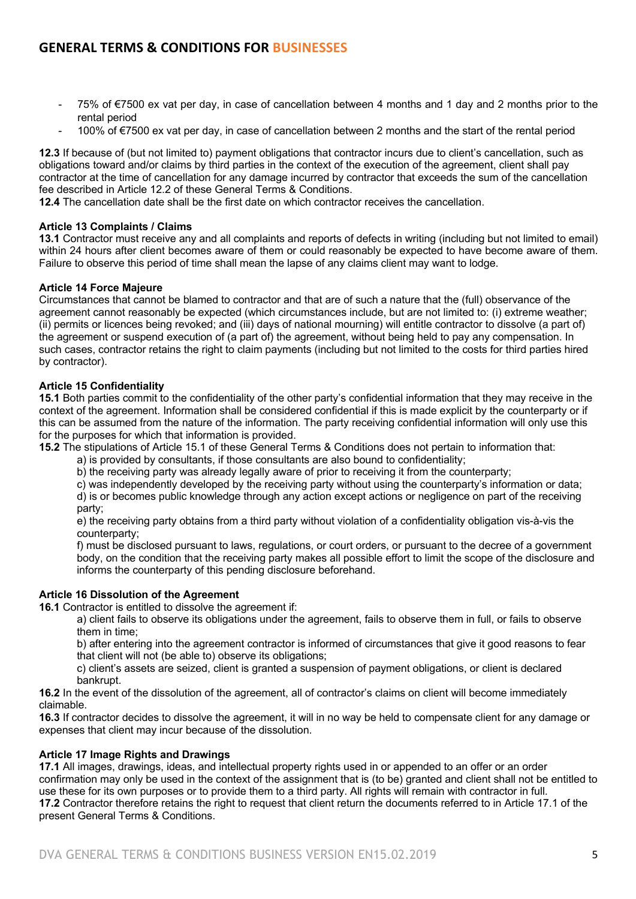- 75% of €7500 ex vat per day, in case of cancellation between 4 months and 1 day and 2 months prior to the rental period
- 100% of €7500 ex vat per day, in case of cancellation between 2 months and the start of the rental period

**12.3** If because of (but not limited to) payment obligations that contractor incurs due to client's cancellation, such as obligations toward and/or claims by third parties in the context of the execution of the agreement, client shall pay contractor at the time of cancellation for any damage incurred by contractor that exceeds the sum of the cancellation fee described in Article 12.2 of these General Terms & Conditions.
**12.4** The cancellation date shall be the first date on which contractor receives the cancellation.

**Article 13 Complaints / Claims**
**13.1** Contractor must receive any and all complaints and reports of defects in writing (including but not limited to email) within 24 hours after client becomes aware of them or could reasonably be expected to have become aware of them. Failure to observe this period of time shall mean the lapse of any claims client may want to lodge.

**Article 14 Force Majeure**
Circumstances that cannot be blamed to contractor and that are of such a nature that the (full) observance of the agreement cannot reasonably be expected (which circumstances include, but are not limited to: (i) extreme weather; (ii) permits or licences being revoked; and (iii) days of national mourning) will entitle contractor to dissolve (a part of) the agreement or suspend execution of (a part of) the agreement, without being held to pay any compensation. In such cases, contractor retains the right to claim payments (including but not limited to the costs for third parties hired by contractor).

**Article 15 Confidentiality**
**15.1** Both parties commit to the confidentiality of the other party's confidential information that they may receive in the context of the agreement. Information shall be considered confidential if this is made explicit by the counterparty or if this can be assumed from the nature of the information. The party receiving confidential information will only use this for the purposes for which that information is provided.
**15.2** The stipulations of Article 15.1 of these General Terms & Conditions does not pertain to information that:

a) is provided by consultants, if those consultants are also bound to confidentiality;
b) the receiving party was already legally aware of prior to receiving it from the counterparty;
c) was independently developed by the receiving party without using the counterparty's information or data;
d) is or becomes public knowledge through any action except actions or negligence on part of the receiving party;
e) the receiving party obtains from a third party without violation of a confidentiality obligation vis-à-vis the counterparty;
f) must be disclosed pursuant to laws, regulations, or court orders, or pursuant to the decree of a government body, on the condition that the receiving party makes all possible effort to limit the scope of the disclosure and informs the counterparty of this pending disclosure beforehand.

**Article 16 Dissolution of the Agreement**
**16.1** Contractor is entitled to dissolve the agreement if:

a) client fails to observe its obligations under the agreement, fails to observe them in full, or fails to observe them in time;
b) after entering into the agreement contractor is informed of circumstances that give it good reasons to fear that client will not (be able to) observe its obligations;
c) client's assets are seized, client is granted a suspension of payment obligations, or client is declared bankrupt.

**16.2** In the event of the dissolution of the agreement, all of contractor's claims on client will become immediately claimable.
**16.3** If contractor decides to dissolve the agreement, it will in no way be held to compensate client for any damage or expenses that client may incur because of the dissolution.

**Article 17 Image Rights and Drawings**
**17.1** All images, drawings, ideas, and intellectual property rights used in or appended to an offer or an order confirmation may only be used in the context of the assignment that is (to be) granted and client shall not be entitled to use these for its own purposes or to provide them to a third party. All rights will remain with contractor in full.
**17.2** Contractor therefore retains the right to request that client return the documents referred to in Article 17.1 of the present General Terms & Conditions.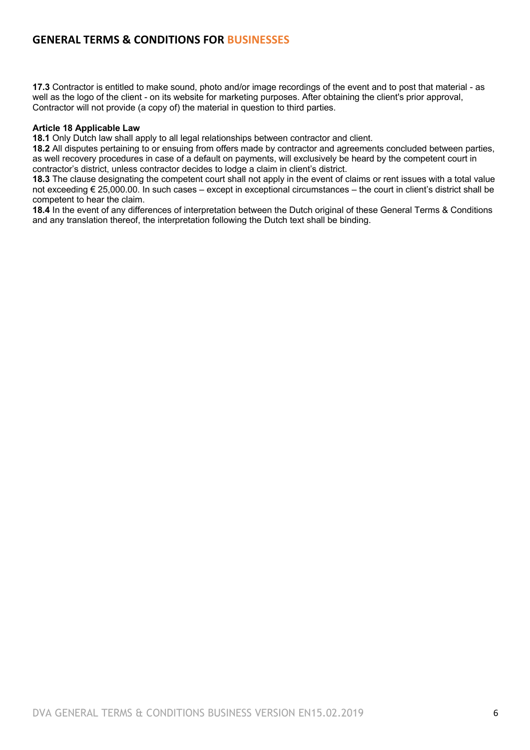**17.3** Contractor is entitled to make sound, photo and/or image recordings of the event and to post that material - as well as the logo of the client - on its website for marketing purposes. After obtaining the client's prior approval, Contractor will not provide (a copy of) the material in question to third parties.

**Article 18 Applicable Law**

**18.1** Only Dutch law shall apply to all legal relationships between contractor and client.

**18.2** All disputes pertaining to or ensuing from offers made by contractor and agreements concluded between parties, as well recovery procedures in case of a default on payments, will exclusively be heard by the competent court in contractor's district, unless contractor decides to lodge a claim in client's district.

**18.3** The clause designating the competent court shall not apply in the event of claims or rent issues with a total value not exceeding € 25,000.00. In such cases – except in exceptional circumstances – the court in client's district shall be competent to hear the claim.

**18.4** In the event of any differences of interpretation between the Dutch original of these General Terms & Conditions and any translation thereof, the interpretation following the Dutch text shall be binding.